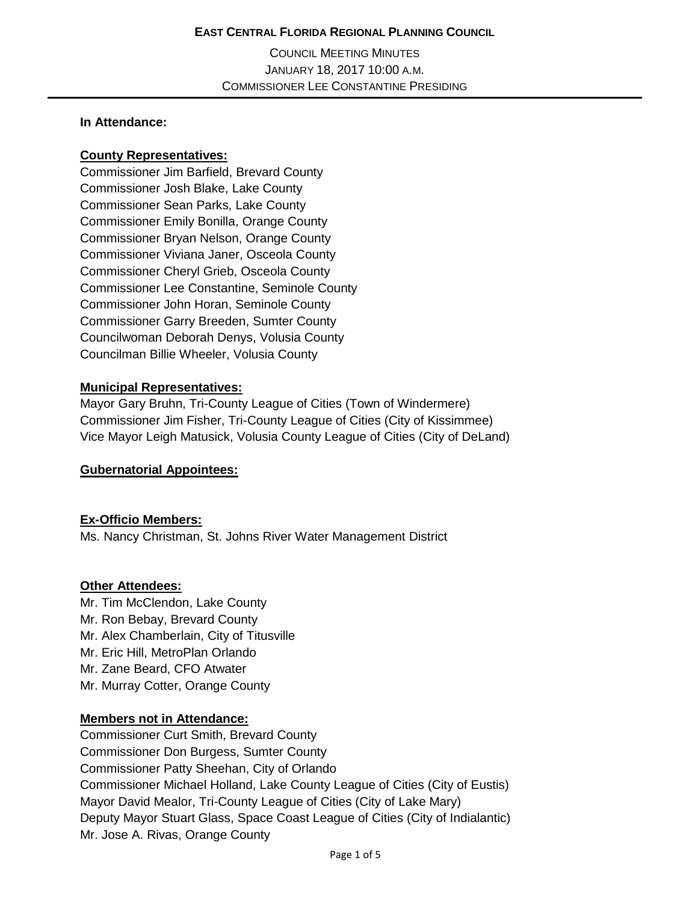**EAST CENTRAL FLORIDA REGIONAL PLANNING COUNCIL**

COUNCIL MEETING MINUTES
JANUARY 18, 2017 10:00 A.M.
COMMISSIONER LEE CONSTANTINE PRESIDING

**In Attendance:**

**County Representatives:**

Commissioner Jim Barfield, Brevard County
Commissioner Josh Blake, Lake County
Commissioner Sean Parks, Lake County
Commissioner Emily Bonilla, Orange County
Commissioner Bryan Nelson, Orange County
Commissioner Viviana Janer, Osceola County
Commissioner Cheryl Grieb, Osceola County
Commissioner Lee Constantine, Seminole County
Commissioner John Horan, Seminole County
Commissioner Garry Breeden, Sumter County
Councilwoman Deborah Denys, Volusia County
Councilman Billie Wheeler, Volusia County

**Municipal Representatives:**

Mayor Gary Bruhn, Tri-County League of Cities (Town of Windermere)
Commissioner Jim Fisher, Tri-County League of Cities (City of Kissimmee)
Vice Mayor Leigh Matusick, Volusia County League of Cities (City of DeLand)

**Gubernatorial Appointees:**

**Ex-Officio Members:**

Ms. Nancy Christman, St. Johns River Water Management District

**Other Attendees:**

Mr. Tim McClendon, Lake County
Mr. Ron Bebay, Brevard County
Mr. Alex Chamberlain, City of Titusville
Mr. Eric Hill, MetroPlan Orlando
Mr. Zane Beard, CFO Atwater
Mr. Murray Cotter, Orange County

**Members not in Attendance:**

Commissioner Curt Smith, Brevard County
Commissioner Don Burgess, Sumter County
Commissioner Patty Sheehan, City of Orlando
Commissioner Michael Holland, Lake County League of Cities (City of Eustis)
Mayor David Mealor, Tri-County League of Cities (City of Lake Mary)
Deputy Mayor Stuart Glass, Space Coast League of Cities (City of Indialantic)
Mr. Jose A. Rivas, Orange County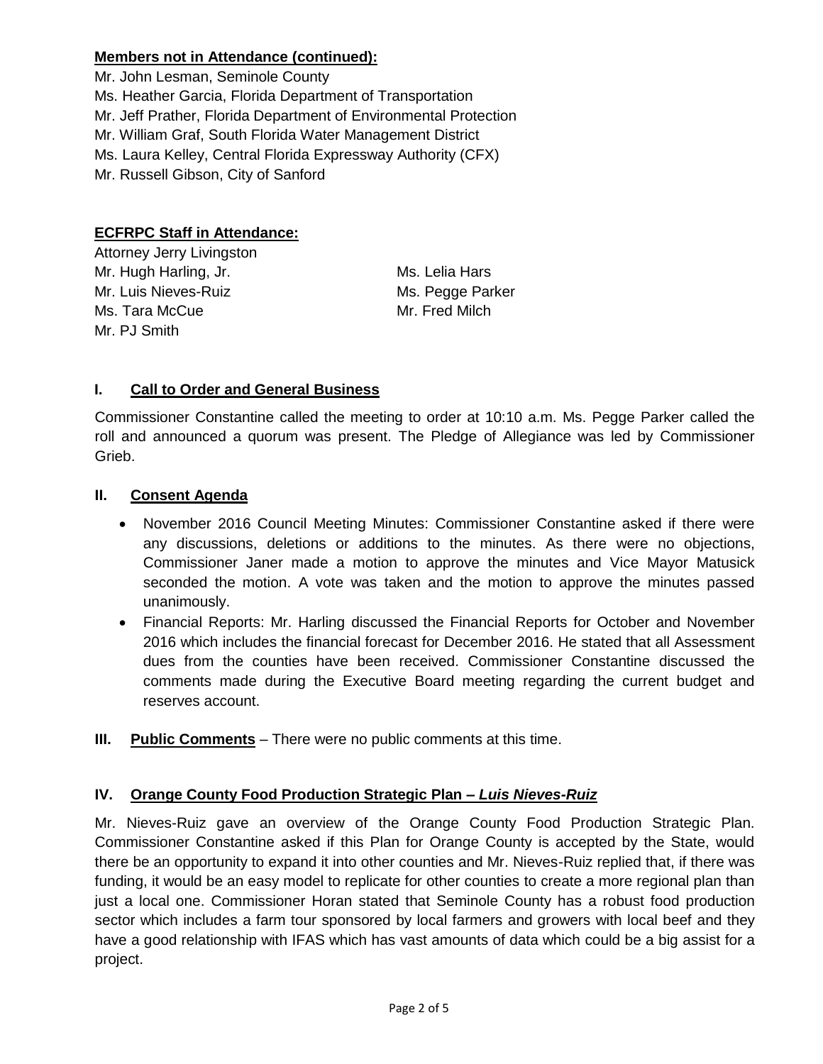**Members not in Attendance (continued):**

Mr. John Lesman, Seminole County
Ms. Heather Garcia, Florida Department of Transportation
Mr. Jeff Prather, Florida Department of Environmental Protection
Mr. William Graf, South Florida Water Management District
Ms. Laura Kelley, Central Florida Expressway Authority (CFX)
Mr. Russell Gibson, City of Sanford

**ECFRPC Staff in Attendance:**

Attorney Jerry Livingston
Mr. Hugh Harling, Jr.
Mr. Luis Nieves-Ruiz
Ms. Tara McCue
Mr. PJ Smith
Ms. Lelia Hars
Ms. Pegge Parker
Mr. Fred Milch

## I. Call to Order and General Business

Commissioner Constantine called the meeting to order at 10:10 a.m. Ms. Pegge Parker called the roll and announced a quorum was present. The Pledge of Allegiance was led by Commissioner Grieb.

## II. Consent Agenda

- November 2016 Council Meeting Minutes: Commissioner Constantine asked if there were any discussions, deletions or additions to the minutes. As there were no objections, Commissioner Janer made a motion to approve the minutes and Vice Mayor Matusick seconded the motion. A vote was taken and the motion to approve the minutes passed unanimously.
- Financial Reports: Mr. Harling discussed the Financial Reports for October and November 2016 which includes the financial forecast for December 2016. He stated that all Assessment dues from the counties have been received. Commissioner Constantine discussed the comments made during the Executive Board meeting regarding the current budget and reserves account.

## III. Public Comments – There were no public comments at this time.

## IV. Orange County Food Production Strategic Plan – *Luis Nieves-Ruiz*

Mr. Nieves-Ruiz gave an overview of the Orange County Food Production Strategic Plan. Commissioner Constantine asked if this Plan for Orange County is accepted by the State, would there be an opportunity to expand it into other counties and Mr. Nieves-Ruiz replied that, if there was funding, it would be an easy model to replicate for other counties to create a more regional plan than just a local one. Commissioner Horan stated that Seminole County has a robust food production sector which includes a farm tour sponsored by local farmers and growers with local beef and they have a good relationship with IFAS which has vast amounts of data which could be a big assist for a project.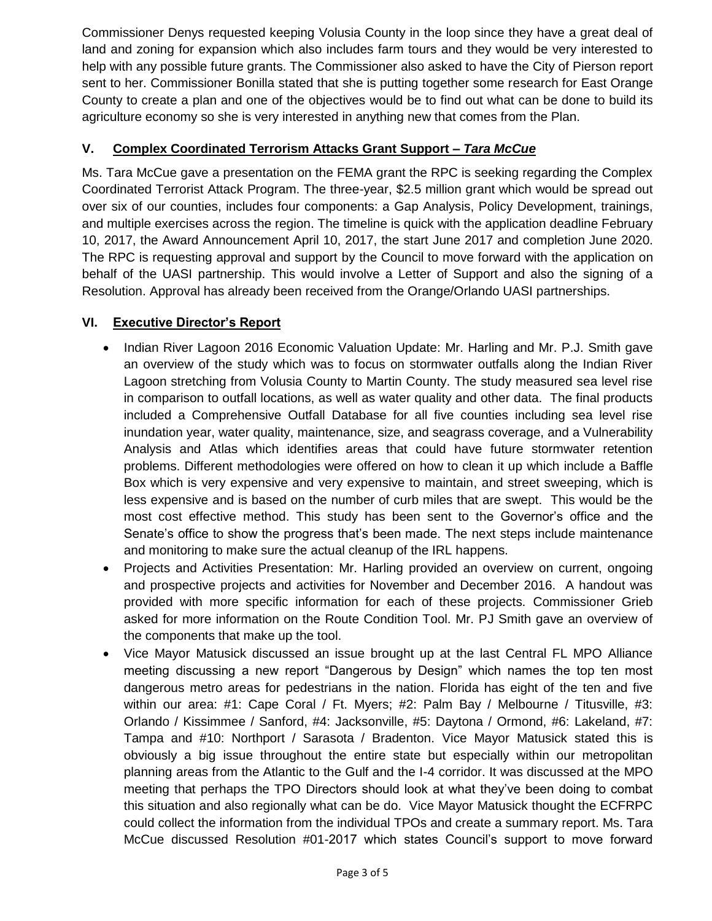Commissioner Denys requested keeping Volusia County in the loop since they have a great deal of land and zoning for expansion which also includes farm tours and they would be very interested to help with any possible future grants. The Commissioner also asked to have the City of Pierson report sent to her. Commissioner Bonilla stated that she is putting together some research for East Orange County to create a plan and one of the objectives would be to find out what can be done to build its agriculture economy so she is very interested in anything new that comes from the Plan.

## V. Complex Coordinated Terrorism Attacks Grant Support – *Tara McCue*

Ms. Tara McCue gave a presentation on the FEMA grant the RPC is seeking regarding the Complex Coordinated Terrorist Attack Program. The three-year, \$2.5 million grant which would be spread out over six of our counties, includes four components: a Gap Analysis, Policy Development, trainings, and multiple exercises across the region. The timeline is quick with the application deadline February 10, 2017, the Award Announcement April 10, 2017, the start June 2017 and completion June 2020. The RPC is requesting approval and support by the Council to move forward with the application on behalf of the UASI partnership. This would involve a Letter of Support and also the signing of a Resolution. Approval has already been received from the Orange/Orlando UASI partnerships.

## VI. Executive Director's Report

- Indian River Lagoon 2016 Economic Valuation Update: Mr. Harling and Mr. P.J. Smith gave an overview of the study which was to focus on stormwater outfalls along the Indian River Lagoon stretching from Volusia County to Martin County. The study measured sea level rise in comparison to outfall locations, as well as water quality and other data. The final products included a Comprehensive Outfall Database for all five counties including sea level rise inundation year, water quality, maintenance, size, and seagrass coverage, and a Vulnerability Analysis and Atlas which identifies areas that could have future stormwater retention problems. Different methodologies were offered on how to clean it up which include a Baffle Box which is very expensive and very expensive to maintain, and street sweeping, which is less expensive and is based on the number of curb miles that are swept. This would be the most cost effective method. This study has been sent to the Governor's office and the Senate's office to show the progress that's been made. The next steps include maintenance and monitoring to make sure the actual cleanup of the IRL happens.
- Projects and Activities Presentation: Mr. Harling provided an overview on current, ongoing and prospective projects and activities for November and December 2016. A handout was provided with more specific information for each of these projects. Commissioner Grieb asked for more information on the Route Condition Tool. Mr. PJ Smith gave an overview of the components that make up the tool.
- Vice Mayor Matusick discussed an issue brought up at the last Central FL MPO Alliance meeting discussing a new report "Dangerous by Design" which names the top ten most dangerous metro areas for pedestrians in the nation. Florida has eight of the ten and five within our area: #1: Cape Coral / Ft. Myers; #2: Palm Bay / Melbourne / Titusville, #3: Orlando / Kissimmee / Sanford, #4: Jacksonville, #5: Daytona / Ormond, #6: Lakeland, #7: Tampa and #10: Northport / Sarasota / Bradenton. Vice Mayor Matusick stated this is obviously a big issue throughout the entire state but especially within our metropolitan planning areas from the Atlantic to the Gulf and the I-4 corridor. It was discussed at the MPO meeting that perhaps the TPO Directors should look at what they've been doing to combat this situation and also regionally what can be do. Vice Mayor Matusick thought the ECFRPC could collect the information from the individual TPOs and create a summary report. Ms. Tara McCue discussed Resolution #01-2017 which states Council's support to move forward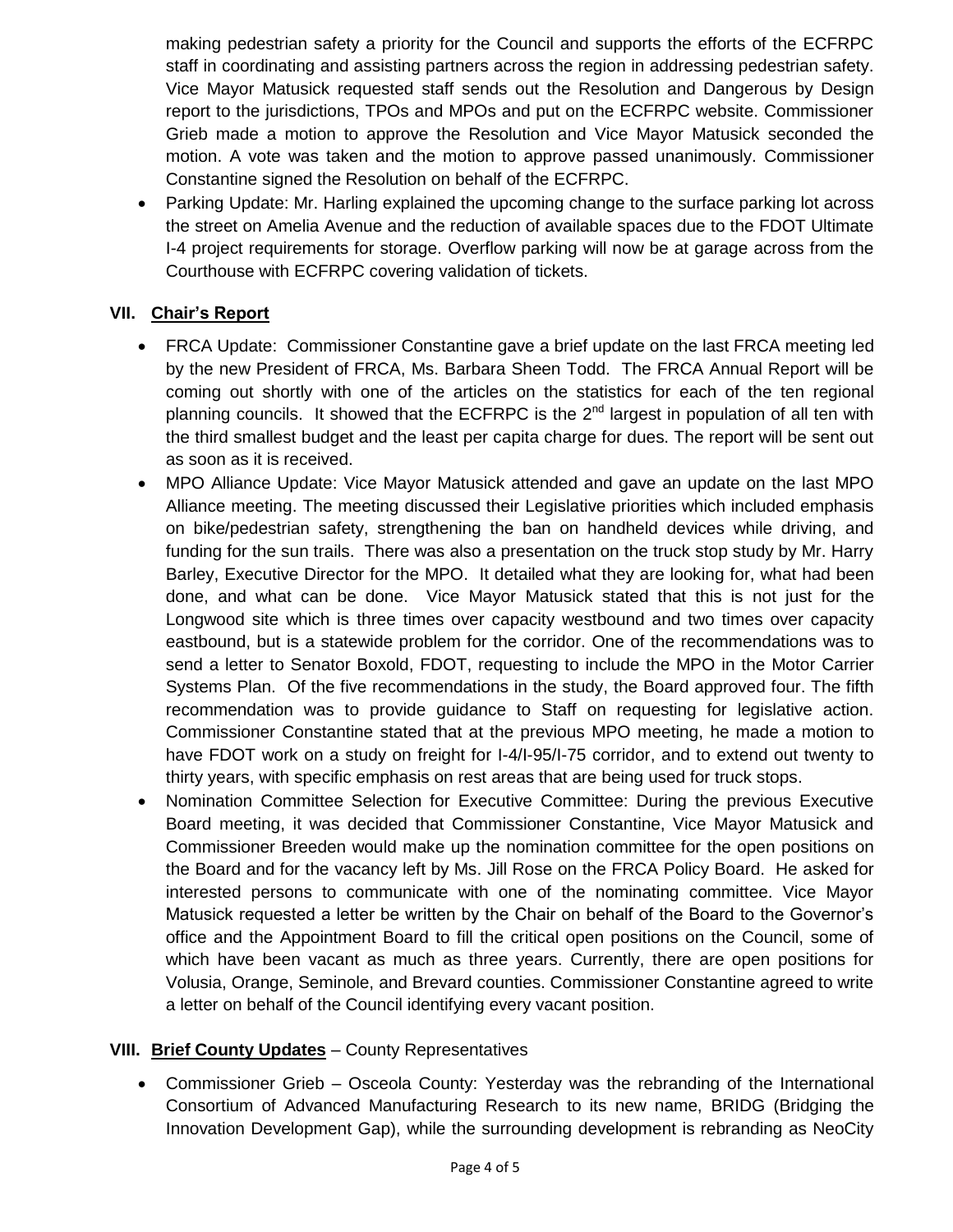making pedestrian safety a priority for the Council and supports the efforts of the ECFRPC staff in coordinating and assisting partners across the region in addressing pedestrian safety. Vice Mayor Matusick requested staff sends out the Resolution and Dangerous by Design report to the jurisdictions, TPOs and MPOs and put on the ECFRPC website. Commissioner Grieb made a motion to approve the Resolution and Vice Mayor Matusick seconded the motion. A vote was taken and the motion to approve passed unanimously. Commissioner Constantine signed the Resolution on behalf of the ECFRPC.

- Parking Update: Mr. Harling explained the upcoming change to the surface parking lot across the street on Amelia Avenue and the reduction of available spaces due to the FDOT Ultimate I-4 project requirements for storage. Overflow parking will now be at garage across from the Courthouse with ECFRPC covering validation of tickets.

## VII. Chair's Report

- FRCA Update: Commissioner Constantine gave a brief update on the last FRCA meeting led by the new President of FRCA, Ms. Barbara Sheen Todd. The FRCA Annual Report will be coming out shortly with one of the articles on the statistics for each of the ten regional planning councils. It showed that the ECFRPC is the 2nd largest in population of all ten with the third smallest budget and the least per capita charge for dues. The report will be sent out as soon as it is received.
- MPO Alliance Update: Vice Mayor Matusick attended and gave an update on the last MPO Alliance meeting. The meeting discussed their Legislative priorities which included emphasis on bike/pedestrian safety, strengthening the ban on handheld devices while driving, and funding for the sun trails. There was also a presentation on the truck stop study by Mr. Harry Barley, Executive Director for the MPO. It detailed what they are looking for, what had been done, and what can be done. Vice Mayor Matusick stated that this is not just for the Longwood site which is three times over capacity westbound and two times over capacity eastbound, but is a statewide problem for the corridor. One of the recommendations was to send a letter to Senator Boxold, FDOT, requesting to include the MPO in the Motor Carrier Systems Plan. Of the five recommendations in the study, the Board approved four. The fifth recommendation was to provide guidance to Staff on requesting for legislative action. Commissioner Constantine stated that at the previous MPO meeting, he made a motion to have FDOT work on a study on freight for I-4/I-95/I-75 corridor, and to extend out twenty to thirty years, with specific emphasis on rest areas that are being used for truck stops.
- Nomination Committee Selection for Executive Committee: During the previous Executive Board meeting, it was decided that Commissioner Constantine, Vice Mayor Matusick and Commissioner Breeden would make up the nomination committee for the open positions on the Board and for the vacancy left by Ms. Jill Rose on the FRCA Policy Board. He asked for interested persons to communicate with one of the nominating committee. Vice Mayor Matusick requested a letter be written by the Chair on behalf of the Board to the Governor's office and the Appointment Board to fill the critical open positions on the Council, some of which have been vacant as much as three years. Currently, there are open positions for Volusia, Orange, Seminole, and Brevard counties. Commissioner Constantine agreed to write a letter on behalf of the Council identifying every vacant position.

## VIII. Brief County Updates – County Representatives

- Commissioner Grieb – Osceola County: Yesterday was the rebranding of the International Consortium of Advanced Manufacturing Research to its new name, BRIDG (Bridging the Innovation Development Gap), while the surrounding development is rebranding as NeoCity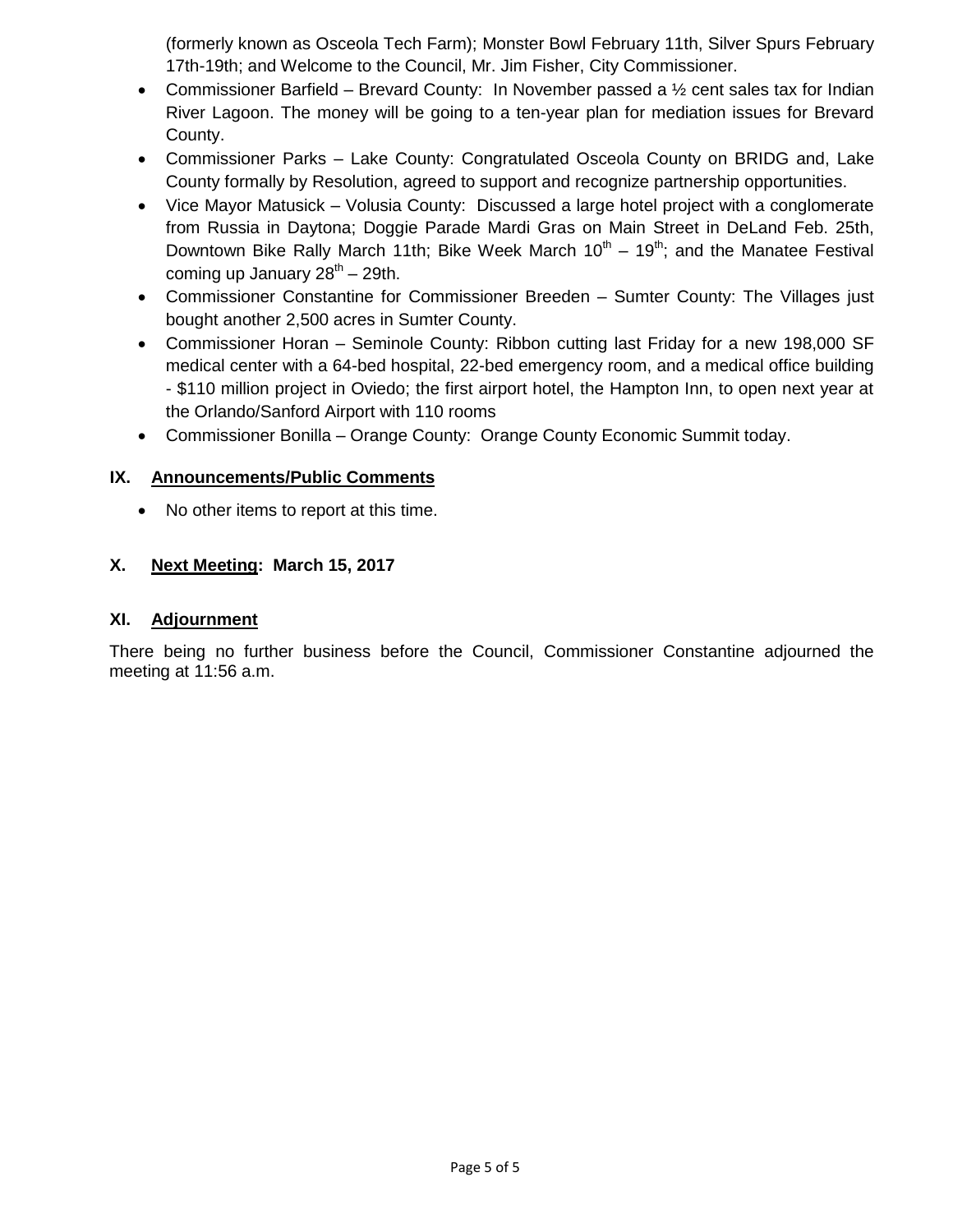(formerly known as Osceola Tech Farm); Monster Bowl February 11th, Silver Spurs February 17th-19th; and Welcome to the Council, Mr. Jim Fisher, City Commissioner.

- Commissioner Barfield – Brevard County: In November passed a ½ cent sales tax for Indian River Lagoon. The money will be going to a ten-year plan for mediation issues for Brevard County.
- Commissioner Parks – Lake County: Congratulated Osceola County on BRIDG and, Lake County formally by Resolution, agreed to support and recognize partnership opportunities.
- Vice Mayor Matusick – Volusia County: Discussed a large hotel project with a conglomerate from Russia in Daytona; Doggie Parade Mardi Gras on Main Street in DeLand Feb. 25th, Downtown Bike Rally March 11th; Bike Week March 10th – 19th; and the Manatee Festival coming up January 28th – 29th.
- Commissioner Constantine for Commissioner Breeden – Sumter County: The Villages just bought another 2,500 acres in Sumter County.
- Commissioner Horan – Seminole County: Ribbon cutting last Friday for a new 198,000 SF medical center with a 64-bed hospital, 22-bed emergency room, and a medical office building - $110 million project in Oviedo; the first airport hotel, the Hampton Inn, to open next year at the Orlando/Sanford Airport with 110 rooms
- Commissioner Bonilla – Orange County: Orange County Economic Summit today.

## IX. Announcements/Public Comments

- No other items to report at this time.

## X. Next Meeting: March 15, 2017

## XI. Adjournment

There being no further business before the Council, Commissioner Constantine adjourned the meeting at 11:56 a.m.